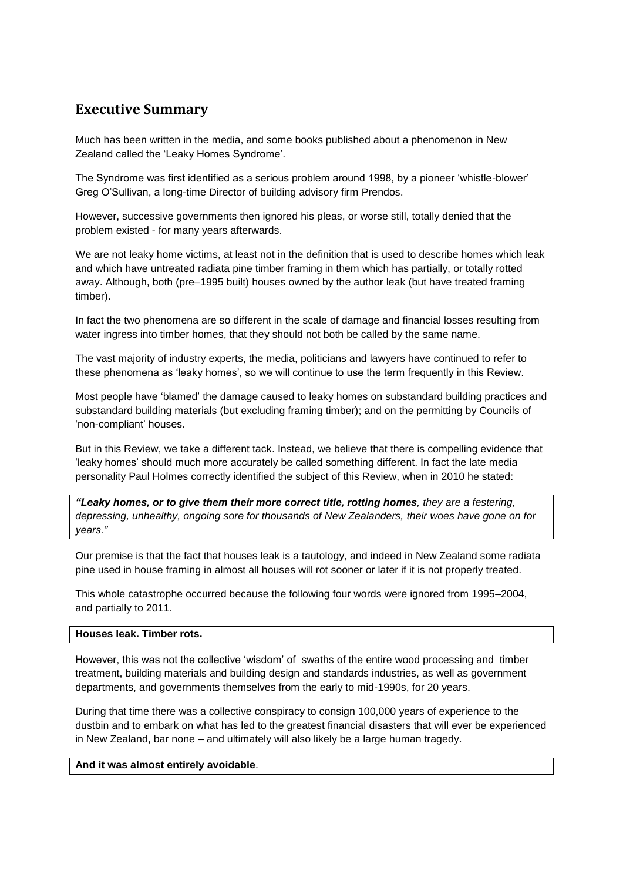## Executive Summary

Much has been written in the media, and some books published about a phenomenon in New Zealand called the 'Leaky Homes Syndrome'.

The Syndrome was first identified as a serious problem around 1998, by a pioneer 'whistle-blower' Greg O'Sullivan, a long-time Director of building advisory firm Prendos.

However, successive governments then ignored his pleas, or worse still, totally denied that the problem existed - for many years afterwards.

We are not leaky home victims, at least not in the definition that is used to describe homes which leak and which have untreated radiata pine timber framing in them which has partially, or totally rotted away. Although, both (pre–1995 built) houses owned by the author leak (but have treated framing timber).

In fact the two phenomena are so different in the scale of damage and financial losses resulting from water ingress into timber homes, that they should not both be called by the same name.

The vast majority of industry experts, the media, politicians and lawyers have continued to refer to these phenomena as 'leaky homes', so we will continue to use the term frequently in this Review.

Most people have 'blamed' the damage caused to leaky homes on substandard building practices and substandard building materials (but excluding framing timber); and on the permitting by Councils of 'non-compliant' houses.

But in this Review, we take a different tack. Instead, we believe that there is compelling evidence that 'leaky homes' should much more accurately be called something different. In fact the late media personality Paul Holmes correctly identified the subject of this Review, when in 2010 he stated:

> ***"Leaky homes, or to give them their more correct title, rotting homes****, they are a festering, depressing, unhealthy, ongoing sore for thousands of New Zealanders, their woes have gone on for years."*

Our premise is that the fact that houses leak is a tautology, and indeed in New Zealand some radiata pine used in house framing in almost all houses will rot sooner or later if it is not properly treated.

This whole catastrophe occurred because the following four words were ignored from 1995–2004, and partially to 2011.

**Houses leak. Timber rots.**

However, this was not the collective 'wisdom' of swaths of the entire wood processing and timber treatment, building materials and building design and standards industries, as well as government departments, and governments themselves from the early to mid-1990s, for 20 years.

During that time there was a collective conspiracy to consign 100,000 years of experience to the dustbin and to embark on what has led to the greatest financial disasters that will ever be experienced in New Zealand, bar none – and ultimately will also likely be a large human tragedy.

**And it was almost entirely avoidable**.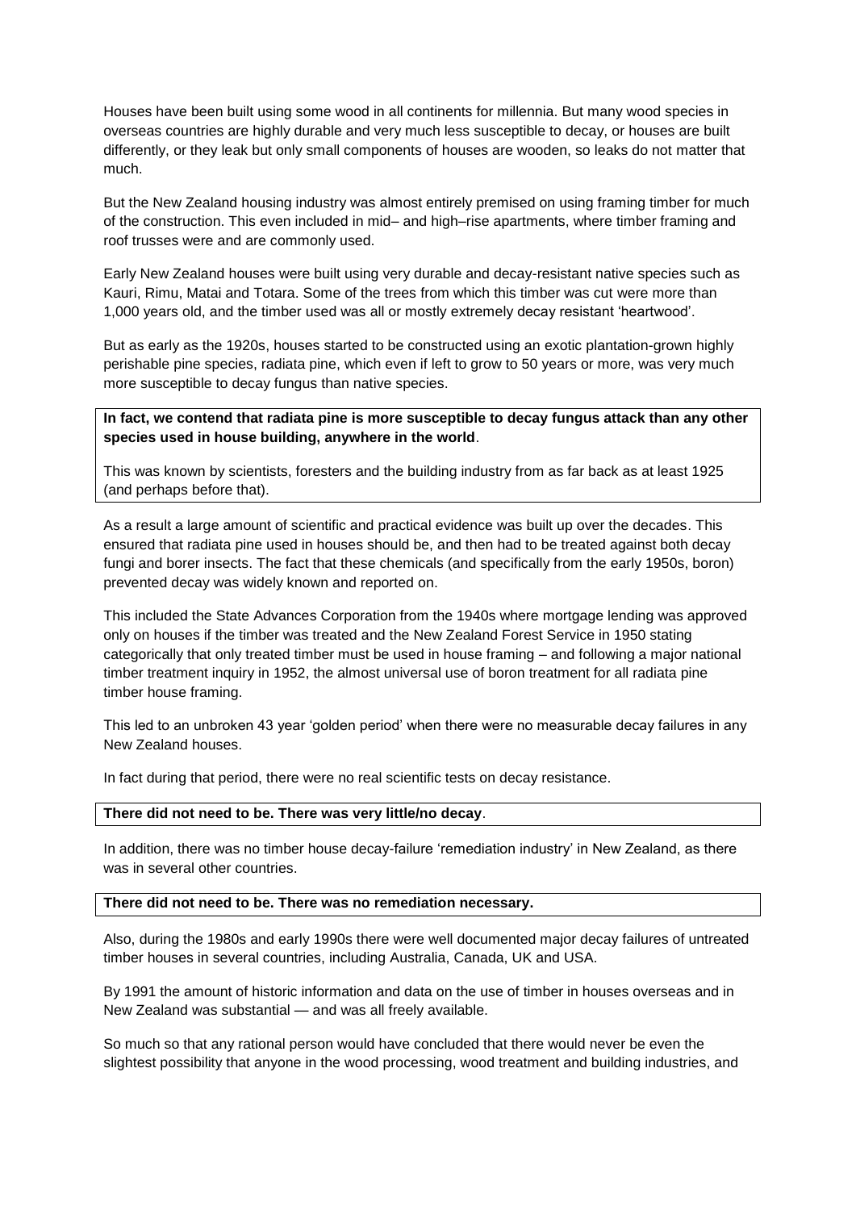Houses have been built using some wood in all continents for millennia. But many wood species in overseas countries are highly durable and very much less susceptible to decay, or houses are built differently, or they leak but only small components of houses are wooden, so leaks do not matter that much.

But the New Zealand housing industry was almost entirely premised on using framing timber for much of the construction. This even included in mid– and high–rise apartments, where timber framing and roof trusses were and are commonly used.

Early New Zealand houses were built using very durable and decay-resistant native species such as Kauri, Rimu, Matai and Totara. Some of the trees from which this timber was cut were more than 1,000 years old, and the timber used was all or mostly extremely decay resistant 'heartwood'.

But as early as the 1920s, houses started to be constructed using an exotic plantation-grown highly perishable pine species, radiata pine, which even if left to grow to 50 years or more, was very much more susceptible to decay fungus than native species.

**In fact, we contend that radiata pine is more susceptible to decay fungus attack than any other species used in house building, anywhere in the world**.

This was known by scientists, foresters and the building industry from as far back as at least 1925 (and perhaps before that).

As a result a large amount of scientific and practical evidence was built up over the decades. This ensured that radiata pine used in houses should be, and then had to be treated against both decay fungi and borer insects. The fact that these chemicals (and specifically from the early 1950s, boron) prevented decay was widely known and reported on.

This included the State Advances Corporation from the 1940s where mortgage lending was approved only on houses if the timber was treated and the New Zealand Forest Service in 1950 stating categorically that only treated timber must be used in house framing – and following a major national timber treatment inquiry in 1952, the almost universal use of boron treatment for all radiata pine timber house framing.

This led to an unbroken 43 year 'golden period' when there were no measurable decay failures in any New Zealand houses.

In fact during that period, there were no real scientific tests on decay resistance.

**There did not need to be. There was very little/no decay**.

In addition, there was no timber house decay-failure 'remediation industry' in New Zealand, as there was in several other countries.

**There did not need to be. There was no remediation necessary.**

Also, during the 1980s and early 1990s there were well documented major decay failures of untreated timber houses in several countries, including Australia, Canada, UK and USA.

By 1991 the amount of historic information and data on the use of timber in houses overseas and in New Zealand was substantial — and was all freely available.

So much so that any rational person would have concluded that there would never be even the slightest possibility that anyone in the wood processing, wood treatment and building industries, and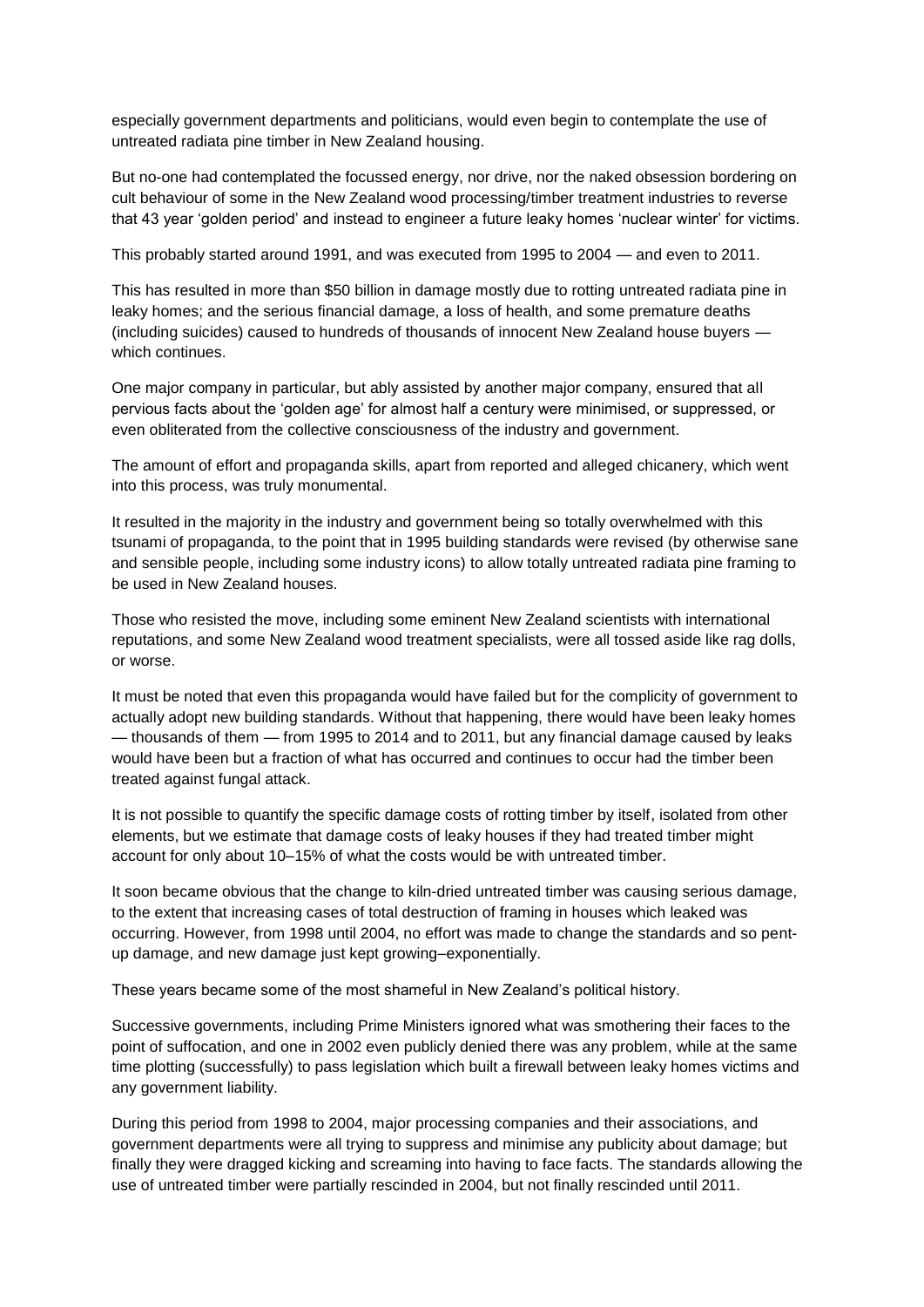especially government departments and politicians, would even begin to contemplate the use of untreated radiata pine timber in New Zealand housing.

But no-one had contemplated the focussed energy, nor drive, nor the naked obsession bordering on cult behaviour of some in the New Zealand wood processing/timber treatment industries to reverse that 43 year 'golden period' and instead to engineer a future leaky homes 'nuclear winter' for victims.

This probably started around 1991, and was executed from 1995 to 2004 — and even to 2011.

This has resulted in more than $50 billion in damage mostly due to rotting untreated radiata pine in leaky homes; and the serious financial damage, a loss of health, and some premature deaths (including suicides) caused to hundreds of thousands of innocent New Zealand house buyers — which continues.

One major company in particular, but ably assisted by another major company, ensured that all pervious facts about the 'golden age' for almost half a century were minimised, or suppressed, or even obliterated from the collective consciousness of the industry and government.

The amount of effort and propaganda skills, apart from reported and alleged chicanery, which went into this process, was truly monumental.

It resulted in the majority in the industry and government being so totally overwhelmed with this tsunami of propaganda, to the point that in 1995 building standards were revised (by otherwise sane and sensible people, including some industry icons) to allow totally untreated radiata pine framing to be used in New Zealand houses.

Those who resisted the move, including some eminent New Zealand scientists with international reputations, and some New Zealand wood treatment specialists, were all tossed aside like rag dolls, or worse.

It must be noted that even this propaganda would have failed but for the complicity of government to actually adopt new building standards. Without that happening, there would have been leaky homes — thousands of them — from 1995 to 2014 and to 2011, but any financial damage caused by leaks would have been but a fraction of what has occurred and continues to occur had the timber been treated against fungal attack.

It is not possible to quantify the specific damage costs of rotting timber by itself, isolated from other elements, but we estimate that damage costs of leaky houses if they had treated timber might account for only about 10–15% of what the costs would be with untreated timber.

It soon became obvious that the change to kiln-dried untreated timber was causing serious damage, to the extent that increasing cases of total destruction of framing in houses which leaked was occurring. However, from 1998 until 2004, no effort was made to change the standards and so pent-up damage, and new damage just kept growing–exponentially.

These years became some of the most shameful in New Zealand's political history.

Successive governments, including Prime Ministers ignored what was smothering their faces to the point of suffocation, and one in 2002 even publicly denied there was any problem, while at the same time plotting (successfully) to pass legislation which built a firewall between leaky homes victims and any government liability.

During this period from 1998 to 2004, major processing companies and their associations, and government departments were all trying to suppress and minimise any publicity about damage; but finally they were dragged kicking and screaming into having to face facts. The standards allowing the use of untreated timber were partially rescinded in 2004, but not finally rescinded until 2011.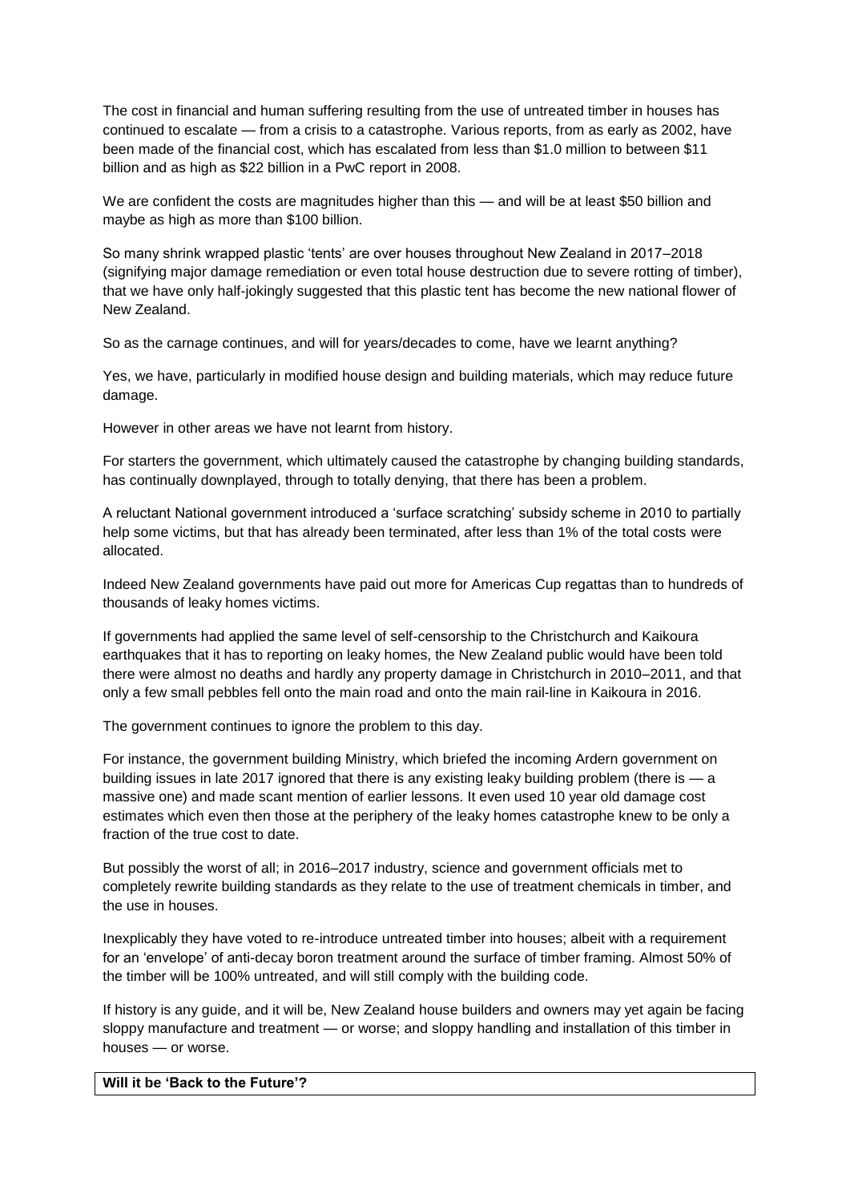The cost in financial and human suffering resulting from the use of untreated timber in houses has continued to escalate — from a crisis to a catastrophe. Various reports, from as early as 2002, have been made of the financial cost, which has escalated from less than $1.0 million to between $11 billion and as high as $22 billion in a PwC report in 2008.

We are confident the costs are magnitudes higher than this — and will be at least $50 billion and maybe as high as more than $100 billion.

So many shrink wrapped plastic 'tents' are over houses throughout New Zealand in 2017–2018 (signifying major damage remediation or even total house destruction due to severe rotting of timber), that we have only half-jokingly suggested that this plastic tent has become the new national flower of New Zealand.

So as the carnage continues, and will for years/decades to come, have we learnt anything?

Yes, we have, particularly in modified house design and building materials, which may reduce future damage.

However in other areas we have not learnt from history.

For starters the government, which ultimately caused the catastrophe by changing building standards, has continually downplayed, through to totally denying, that there has been a problem.

A reluctant National government introduced a 'surface scratching' subsidy scheme in 2010 to partially help some victims, but that has already been terminated, after less than 1% of the total costs were allocated.

Indeed New Zealand governments have paid out more for Americas Cup regattas than to hundreds of thousands of leaky homes victims.

If governments had applied the same level of self-censorship to the Christchurch and Kaikoura earthquakes that it has to reporting on leaky homes, the New Zealand public would have been told there were almost no deaths and hardly any property damage in Christchurch in 2010–2011, and that only a few small pebbles fell onto the main road and onto the main rail-line in Kaikoura in 2016.

The government continues to ignore the problem to this day.

For instance, the government building Ministry, which briefed the incoming Ardern government on building issues in late 2017 ignored that there is any existing leaky building problem (there is — a massive one) and made scant mention of earlier lessons. It even used 10 year old damage cost estimates which even then those at the periphery of the leaky homes catastrophe knew to be only a fraction of the true cost to date.

But possibly the worst of all; in 2016–2017 industry, science and government officials met to completely rewrite building standards as they relate to the use of treatment chemicals in timber, and the use in houses.

Inexplicably they have voted to re-introduce untreated timber into houses; albeit with a requirement for an 'envelope' of anti-decay boron treatment around the surface of timber framing. Almost 50% of the timber will be 100% untreated, and will still comply with the building code.

If history is any guide, and it will be, New Zealand house builders and owners may yet again be facing sloppy manufacture and treatment — or worse; and sloppy handling and installation of this timber in houses — or worse.

**Will it be 'Back to the Future'?**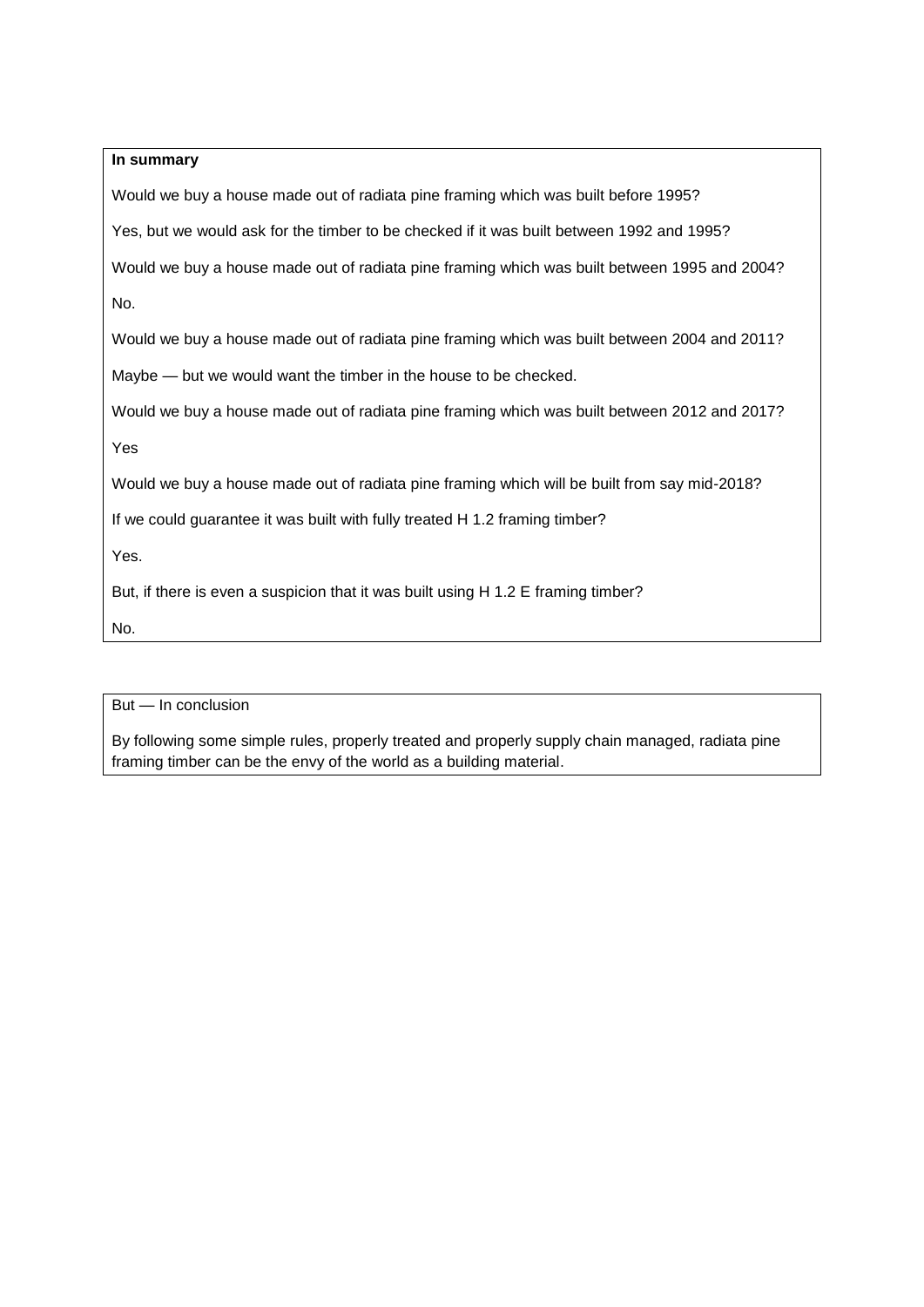**In summary**

Would we buy a house made out of radiata pine framing which was built before 1995?

Yes, but we would ask for the timber to be checked if it was built between 1992 and 1995?

Would we buy a house made out of radiata pine framing which was built between 1995 and 2004?

No.

Would we buy a house made out of radiata pine framing which was built between 2004 and 2011?

Maybe — but we would want the timber in the house to be checked.

Would we buy a house made out of radiata pine framing which was built between 2012 and 2017?

Yes

Would we buy a house made out of radiata pine framing which will be built from say mid-2018?

If we could guarantee it was built with fully treated H 1.2 framing timber?

Yes.

But, if there is even a suspicion that it was built using H 1.2 E framing timber?

No.

But — In conclusion

By following some simple rules, properly treated and properly supply chain managed, radiata pine framing timber can be the envy of the world as a building material.